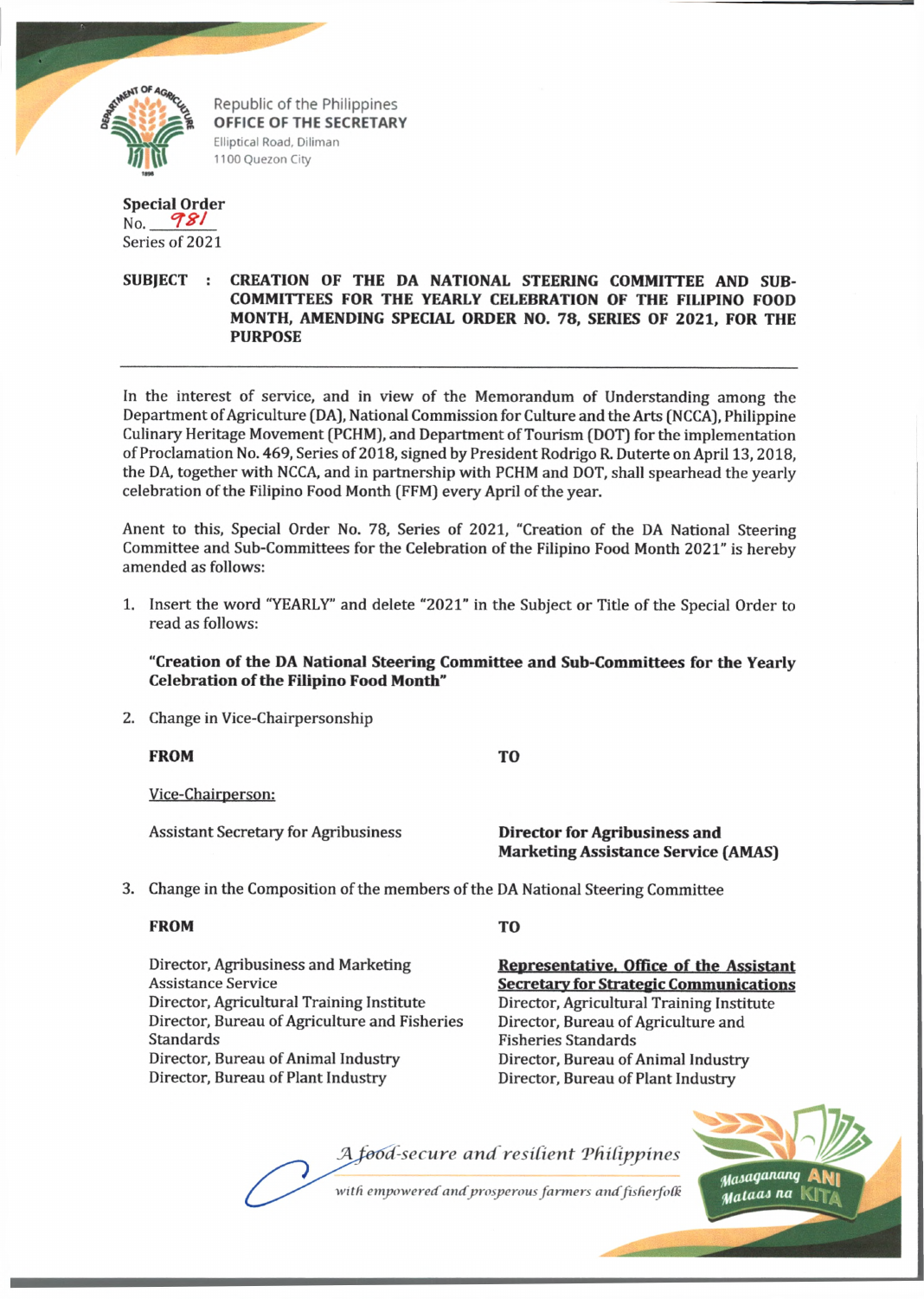Republic of the Philippines
**OFFICE OF THE SECRETARY**
Elliptical Road, Diliman
1100 Quezon City

**Special Order**
No. 981
Series of 2021

**SUBJECT : CREATION OF THE DA NATIONAL STEERING COMMITTEE AND SUB-COMMITTEES FOR THE YEARLY CELEBRATION OF THE FILIPINO FOOD MONTH, AMENDING SPECIAL ORDER NO. 78, SERIES OF 2021, FOR THE PURPOSE**

---

In the interest of service, and in view of the Memorandum of Understanding among the Department of Agriculture (DA), National Commission for Culture and the Arts (NCCA), Philippine Culinary Heritage Movement (PCHM), and Department of Tourism (DOT) for the implementation of Proclamation No. 469, Series of 2018, signed by President Rodrigo R. Duterte on April 13, 2018, the DA, together with NCCA, and in partnership with PCHM and DOT, shall spearhead the yearly celebration of the Filipino Food Month (FFM) every April of the year.

Anent to this, Special Order No. 78, Series of 2021, "Creation of the DA National Steering Committee and Sub-Committees for the Celebration of the Filipino Food Month 2021" is hereby amended as follows:

1. Insert the word "YEARLY" and delete "2021" in the Subject or Title of the Special Order to read as follows:

   **"Creation of the DA National Steering Committee and Sub-Committees for the Yearly Celebration of the Filipino Food Month"**

2. Change in Vice-Chairpersonship

| **FROM** | **TO** |
|---|---|
| Vice-Chairperson: | |
| Assistant Secretary for Agribusiness | **Director for Agribusiness and Marketing Assistance Service (AMAS)** |

3. Change in the Composition of the members of the DA National Steering Committee

| **FROM** | **TO** |
|---|---|
| Director, Agribusiness and Marketing Assistance Service | **Representative, Office of the Assistant Secretary for Strategic Communications** |
| Director, Agricultural Training Institute | Director, Agricultural Training Institute |
| Director, Bureau of Agriculture and Fisheries Standards | Director, Bureau of Agriculture and Fisheries Standards |
| Director, Bureau of Animal Industry | Director, Bureau of Animal Industry |
| Director, Bureau of Plant Industry | Director, Bureau of Plant Industry |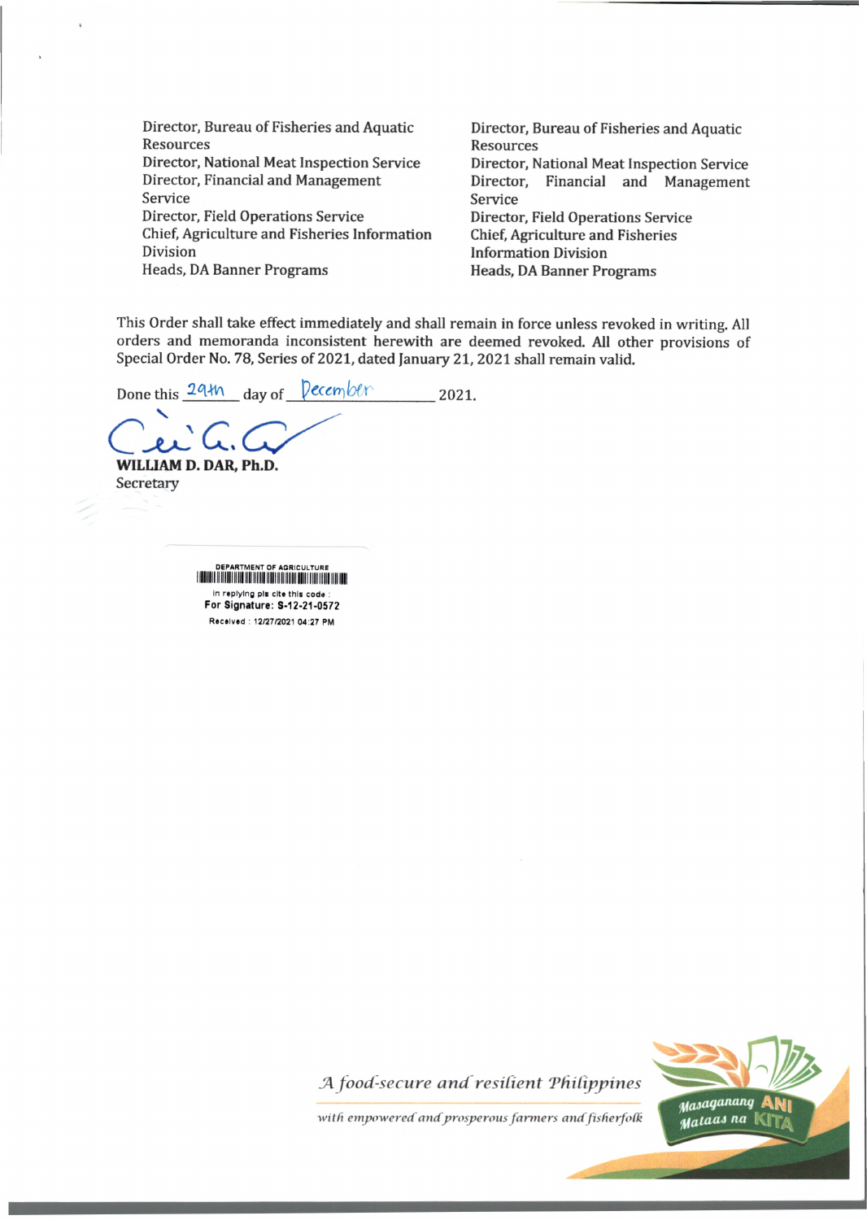| | |
|---|---|
| Director, Bureau of Fisheries and Aquatic Resources | Director, Bureau of Fisheries and Aquatic Resources |
| Director, National Meat Inspection Service | Director, National Meat Inspection Service |
| Director, Financial and Management Service | Director, Financial and Management Service |
| Director, Field Operations Service | Director, Field Operations Service |
| Chief, Agriculture and Fisheries Information Division | Chief, Agriculture and Fisheries Information Division |
| Heads, DA Banner Programs | Heads, DA Banner Programs |

This Order shall take effect immediately and shall remain in force unless revoked in writing. All orders and memoranda inconsistent herewith are deemed revoked. All other provisions of Special Order No. 78, Series of 2021, dated January 21, 2021 shall remain valid.

Done this 29th day of December 2021.

**WILLIAM D. DAR, Ph.D.**
Secretary

DEPARTMENT OF AGRICULTURE
In replying pls cite this code :
For Signature: S-12-21-0572
Received : 12/27/2021 04:27 PM

*A food-secure and resilient Philippines*

*with empowered and prosperous farmers and fisherfolk*

Masaganang ANI Mataas na KITA